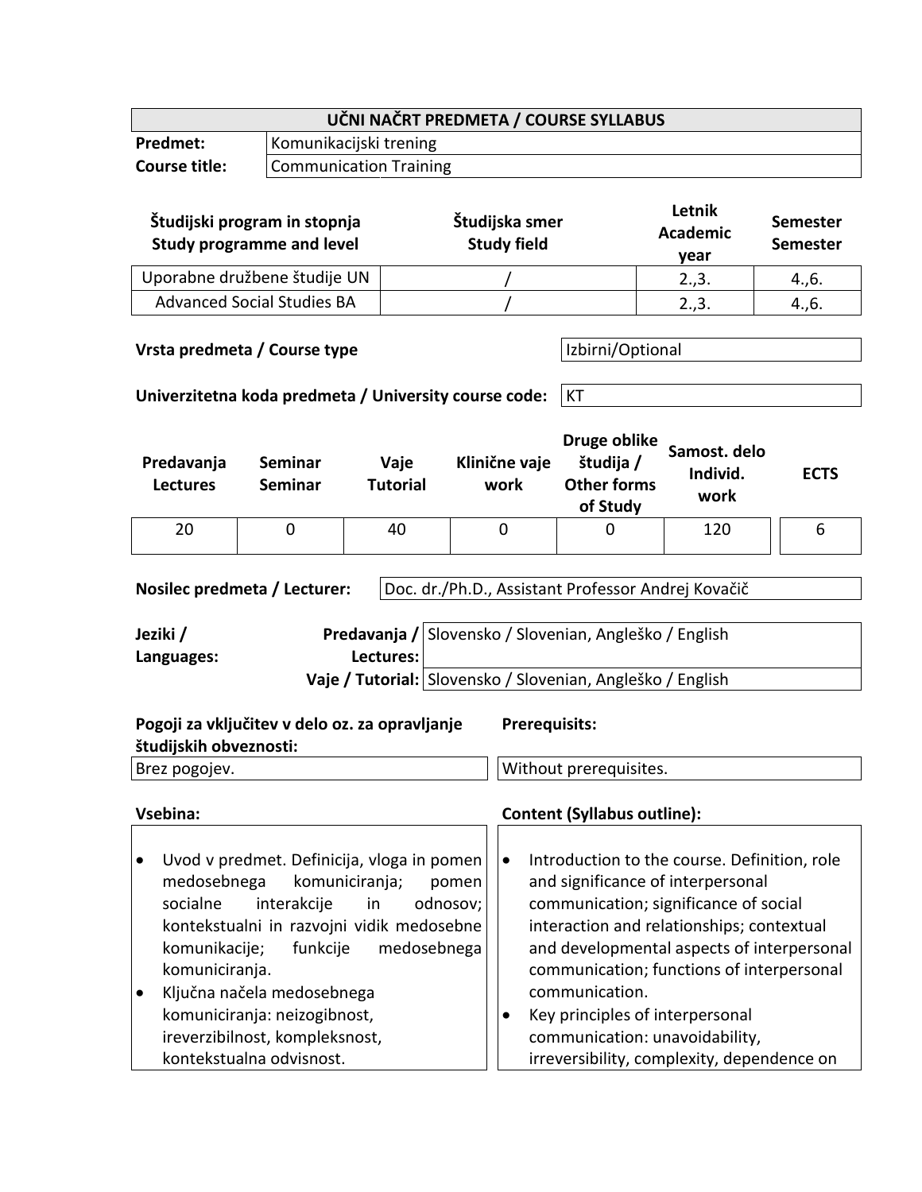| UČNI NAČRT PREDMETA / COURSE SYLLABUS | |
|---|---|
| **Predmet:** | Komunikacijski trening |
| **Course title:** | Communication Training |

| Študijski program in stopnja<br>Study programme and level | Študijska smer<br>Study field | Letnik<br>Academic year | Semester<br>Semester |
|---|---|---|---|
| Uporabne družbene študije UN | / | 2.,3. | 4.,6. |
| Advanced Social Studies BA | / | 2.,3. | 4.,6. |

| **Vrsta predmeta / Course type** | Izbirni/Optional |
|---|---|
| **Univerzitetna koda predmeta / University course code:** | KT |

| Predavanja<br>Lectures | Seminar<br>Seminar | Vaje<br>Tutorial | Klinične vaje<br>work | Druge oblike študija /<br>Other forms of Study | Samost. delo<br>Individ. work | ECTS |
|---|---|---|---|---|---|---|
| 20 | 0 | 40 | 0 | 0 | 120 | 6 |

| **Nosilec predmeta / Lecturer:** | Doc. dr./Ph.D., Assistant Professor Andrej Kovačič |
|---|---|

| **Jeziki / Languages:** | **Predavanja / Lectures:** | Slovensko / Slovenian, Angleško / English |
|---|---|---|
| | **Vaje / Tutorial:** | Slovensko / Slovenian, Angleško / English |

| **Pogoji za vključitev v delo oz. za opravljanje študijskih obveznosti:** | **Prerequisits:** |
|---|---|
| Brez pogojev. | Without prerequisites. |

| **Vsebina:** | **Content (Syllabus outline):** |
|---|---|
| • Uvod v predmet. Definicija, vloga in pomen medosebnega komuniciranja; pomen socialne interakcije in odnosov; kontekstualni in razvojni vidik medosebne komunikacije; funkcije medosebnega komuniciranja.<br>• Ključna načela medosebnega komuniciranja: neizogibnost, ireverzibilnost, kompleksnost, kontekstualna odvisnost. | • Introduction to the course. Definition, role and significance of interpersonal communication; significance of social interaction and relationships; contextual and developmental aspects of interpersonal communication; functions of interpersonal communication.<br>• Key principles of interpersonal communication: unavoidability, irreversibility, complexity, dependence on |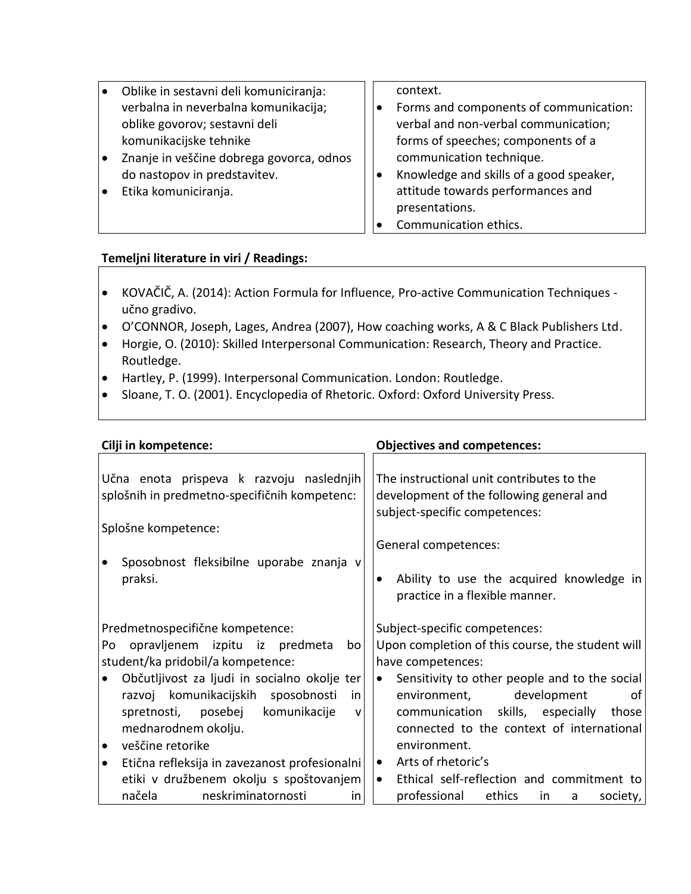| | |
|---|---|
| <ul><li>Oblike in sestavni deli komuniciranja: verbalna in neverbalna komunikacija; oblike govorov; sestavni deli komunikacijske tehnike</li><li>Znanje in veščine dobrega govorca, odnos do nastopov in predstavitev.</li><li>Etika komuniciranja.</li></ul> | context.<ul><li>Forms and components of communication: verbal and non-verbal communication; forms of speeches; components of a communication technique.</li><li>Knowledge and skills of a good speaker, attitude towards performances and presentations.</li><li>Communication ethics.</li></ul> |

**Temeljni literature in viri / Readings:**

- KOVAČIČ, A. (2014): Action Formula for Influence, Pro-active Communication Techniques - učno gradivo.
- O'CONNOR, Joseph, Lages, Andrea (2007), How coaching works, A & C Black Publishers Ltd.
- Horgie, O. (2010): Skilled Interpersonal Communication: Research, Theory and Practice. Routledge.
- Hartley, P. (1999). Interpersonal Communication. London: Routledge.
- Sloane, T. O. (2001). Encyclopedia of Rhetoric. Oxford: Oxford University Press.

| Cilji in kompetence: | Objectives and competences: |
|---|---|
| Učna enota prispeva k razvoju naslednjih splošnih in predmetno-specifičnih kompetenc:<br><br>Splošne kompetence:<ul><li>Sposobnost fleksibilne uporabe znanja v praksi.</li></ul>Predmetnospecifične kompetence:<br>Po opravljenem izpitu iz predmeta bo student/ka pridobil/a kompetence:<ul><li>Občutljivost za ljudi in socialno okolje ter razvoj komunikacijskih sposobnosti in spretnosti, posebej komunikacije v mednarodnem okolju.</li><li>veščine retorike</li><li>Etična refleksija in zavezanost profesionalni etiki v družbenem okolju s spoštovanjem načela neskriminatornosti in</li></ul> | The instructional unit contributes to the development of the following general and subject-specific competences:<br><br>General competences:<ul><li>Ability to use the acquired knowledge in practice in a flexible manner.</li></ul>Subject-specific competences:<br>Upon completion of this course, the student will have competences:<ul><li>Sensitivity to other people and to the social environment, development of communication skills, especially those connected to the context of international environment.</li><li>Arts of rhetoric's</li><li>Ethical self-reflection and commitment to professional ethics in a society,</li></ul> |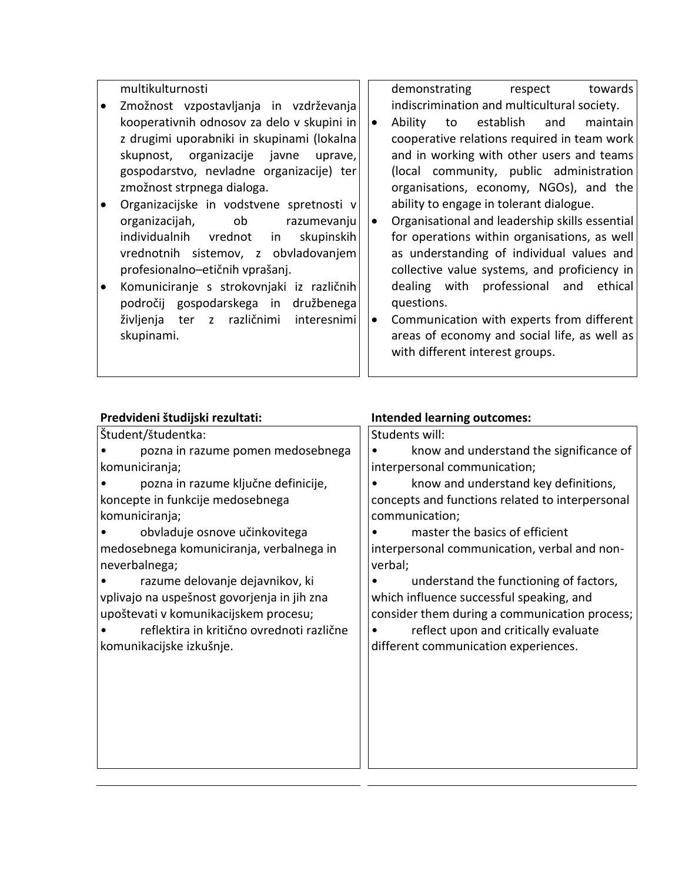| multikulturnosti | demonstrating respect towards indiscrimination and multicultural society. |
|---|---|
| • Zmožnost vzpostavljanja in vzdrževanja kooperativnih odnosov za delo v skupini in z drugimi uporabniki in skupinami (lokalna skupnost, organizacije javne uprave, gospodarstvo, nevladne organizacije) ter zmožnost strpnega dialoga. | • Ability to establish and maintain cooperative relations required in team work and in working with other users and teams (local community, public administration organisations, economy, NGOs), and the ability to engage in tolerant dialogue. |
| • Organizacijske in vodstvene spretnosti v organizacijah, ob razumevanju individualnih vrednot in skupinskih vrednotnih sistemov, z obvladovanjem profesionalno–etičnih vprašanj. | • Organisational and leadership skills essential for operations within organisations, as well as understanding of individual values and collective value systems, and proficiency in dealing with professional and ethical questions. |
| • Komuniciranje s strokovnjaki iz različnih področij gospodarskega in družbenega življenja ter z različnimi interesnimi skupinami. | • Communication with experts from different areas of economy and social life, as well as with different interest groups. |

| **Predvideni študijski rezultati:** | **Intended learning outcomes:** |
|---|---|
| Študent/študentka: | Students will: |
| • pozna in razume pomen medosebnega komuniciranja; | • know and understand the significance of interpersonal communication; |
| • pozna in razume ključne definicije, koncepte in funkcije medosebnega komuniciranja; | • know and understand key definitions, concepts and functions related to interpersonal communication; |
| • obvladuje osnove učinkovitega medosebnega komuniciranja, verbalnega in neverbalnega; | • master the basics of efficient interpersonal communication, verbal and non-verbal; |
| • razume delovanje dejavnikov, ki vplivajo na uspešnost govorjenja in jih zna upoštevati v komunikacijskem procesu; | • understand the functioning of factors, which influence successful speaking, and consider them during a communication process; |
| • reflektira in kritično ovrednoti različne komunikacijske izkušnje. | • reflect upon and critically evaluate different communication experiences. |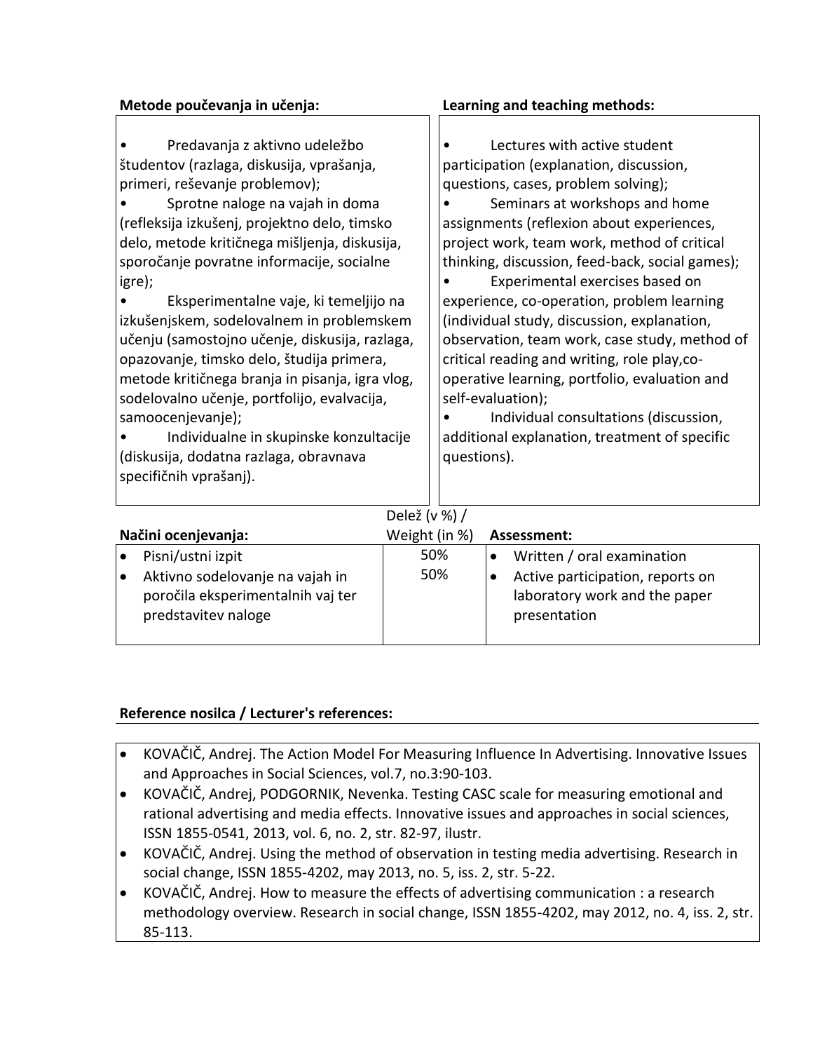| Metode poučevanja in učenja: | Learning and teaching methods: |
|---|---|
| • Predavanja z aktivno udeležbo študentov (razlaga, diskusija, vprašanja, primeri, reševanje problemov);<br>• Sprotne naloge na vajah in doma (refleksija izkušenj, projektno delo, timsko delo, metode kritičnega mišljenja, diskusija, sporočanje povratne informacije, socialne igre);<br>• Eksperimentalne vaje, ki temeljijo na izkušenjskem, sodelovalnem in problemskem učenju (samostojno učenje, diskusija, razlaga, opazovanje, timsko delo, študija primera, metode kritičnega branja in pisanja, igra vlog, sodelovalno učenje, portfolijo, evalvacija, samoocenjevanje);<br>• Individualne in skupinske konzultacije (diskusija, dodatna razlaga, obravnava specifičnih vprašanj). | • Lectures with active student participation (explanation, discussion, questions, cases, problem solving);<br>• Seminars at workshops and home assignments (reflexion about experiences, project work, team work, method of critical thinking, discussion, feed-back, social games);<br>• Experimental exercises based on experience, co-operation, problem learning (individual study, discussion, explanation, observation, team work, case study, method of critical reading and writing, role play,co-operative learning, portfolio, evaluation and self-evaluation);<br>• Individual consultations (discussion, additional explanation, treatment of specific questions). |

| Načini ocenjevanja: | Delež (v %) / Weight (in %) | Assessment: |
|---|---|---|
| • Pisni/ustni izpit | 50% | • Written / oral examination |
| • Aktivno sodelovanje na vajah in poročila eksperimentalnih vaj ter predstavitev naloge | 50% | • Active participation, reports on laboratory work and the paper presentation |

**Reference nosilca / Lecturer's references:**

- KOVAČIČ, Andrej. The Action Model For Measuring Influence In Advertising. Innovative Issues and Approaches in Social Sciences, vol.7, no.3:90-103.
- KOVAČIČ, Andrej, PODGORNIK, Nevenka. Testing CASC scale for measuring emotional and rational advertising and media effects. Innovative issues and approaches in social sciences, ISSN 1855-0541, 2013, vol. 6, no. 2, str. 82-97, ilustr.
- KOVAČIČ, Andrej. Using the method of observation in testing media advertising. Research in social change, ISSN 1855-4202, may 2013, no. 5, iss. 2, str. 5-22.
- KOVAČIČ, Andrej. How to measure the effects of advertising communication : a research methodology overview. Research in social change, ISSN 1855-4202, may 2012, no. 4, iss. 2, str. 85-113.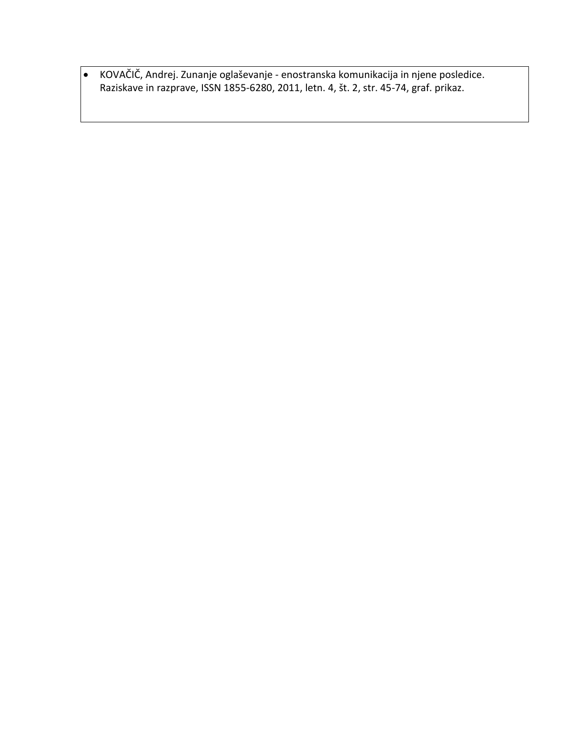- KOVAČIČ, Andrej. Zunanje oglaševanje - enostranska komunikacija in njene posledice. Raziskave in razprave, ISSN 1855-6280, 2011, letn. 4, št. 2, str. 45-74, graf. prikaz.